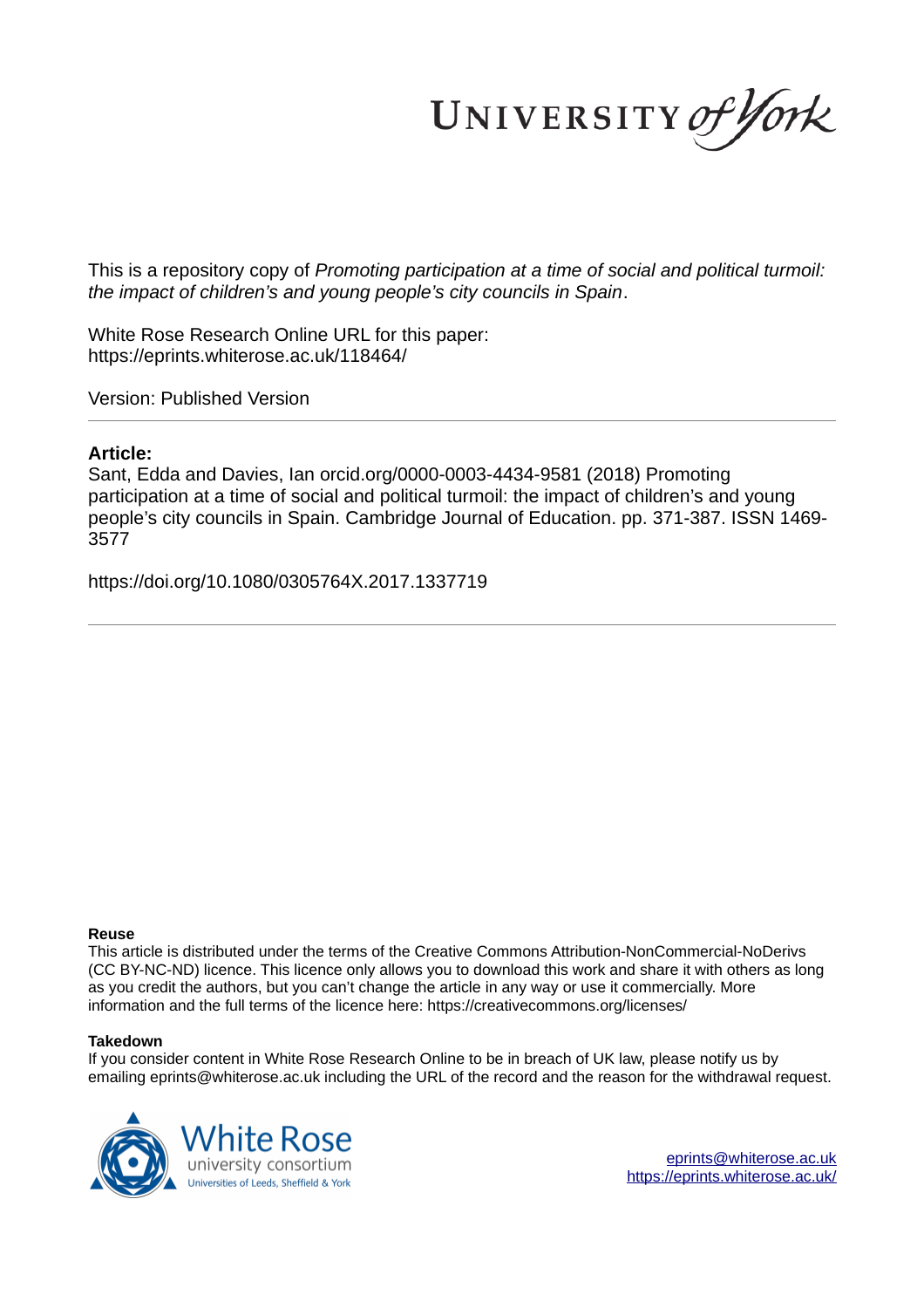This is a repository copy of *Promoting participation at a time of social and political turmoil: the impact of children's and young people's city councils in Spain*.

White Rose Research Online URL for this paper:
https://eprints.whiterose.ac.uk/118464/

Version: Published Version

---

## Article:

Sant, Edda and Davies, Ian orcid.org/0000-0003-4434-9581 (2018) Promoting participation at a time of social and political turmoil: the impact of children's and young people's city councils in Spain. Cambridge Journal of Education. pp. 371-387. ISSN 1469-3577

https://doi.org/10.1080/0305764X.2017.1337719

---

**Reuse**

This article is distributed under the terms of the Creative Commons Attribution-NonCommercial-NoDerivs (CC BY-NC-ND) licence. This licence only allows you to download this work and share it with others as long as you credit the authors, but you can't change the article in any way or use it commercially. More information and the full terms of the licence here: https://creativecommons.org/licenses/

**Takedown**

If you consider content in White Rose Research Online to be in breach of UK law, please notify us by emailing eprints@whiterose.ac.uk including the URL of the record and the reason for the withdrawal request.

eprints@whiterose.ac.uk
https://eprints.whiterose.ac.uk/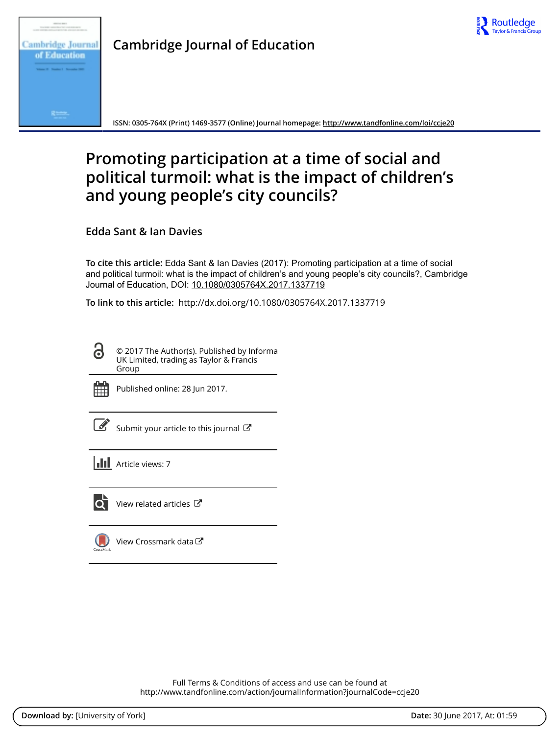Cambridge Journal of Education

ISSN: 0305-764X (Print) 1469-3577 (Online) Journal homepage: http://www.tandfonline.com/loi/ccje20

# Promoting participation at a time of social and political turmoil: what is the impact of children's and young people's city councils?

Edda Sant & Ian Davies

**To cite this article:** Edda Sant & Ian Davies (2017): Promoting participation at a time of social and political turmoil: what is the impact of children's and young people's city councils?, Cambridge Journal of Education, DOI: 10.1080/0305764X.2017.1337719

**To link to this article:** http://dx.doi.org/10.1080/0305764X.2017.1337719

© 2017 The Author(s). Published by Informa UK Limited, trading as Taylor & Francis Group

Published online: 28 Jun 2017.

Submit your article to this journal

Article views: 7

View related articles

View Crossmark data

Full Terms & Conditions of access and use can be found at
http://www.tandfonline.com/action/journalInformation?journalCode=ccje20

**Download by:** [University of York] **Date:** 30 June 2017, At: 01:59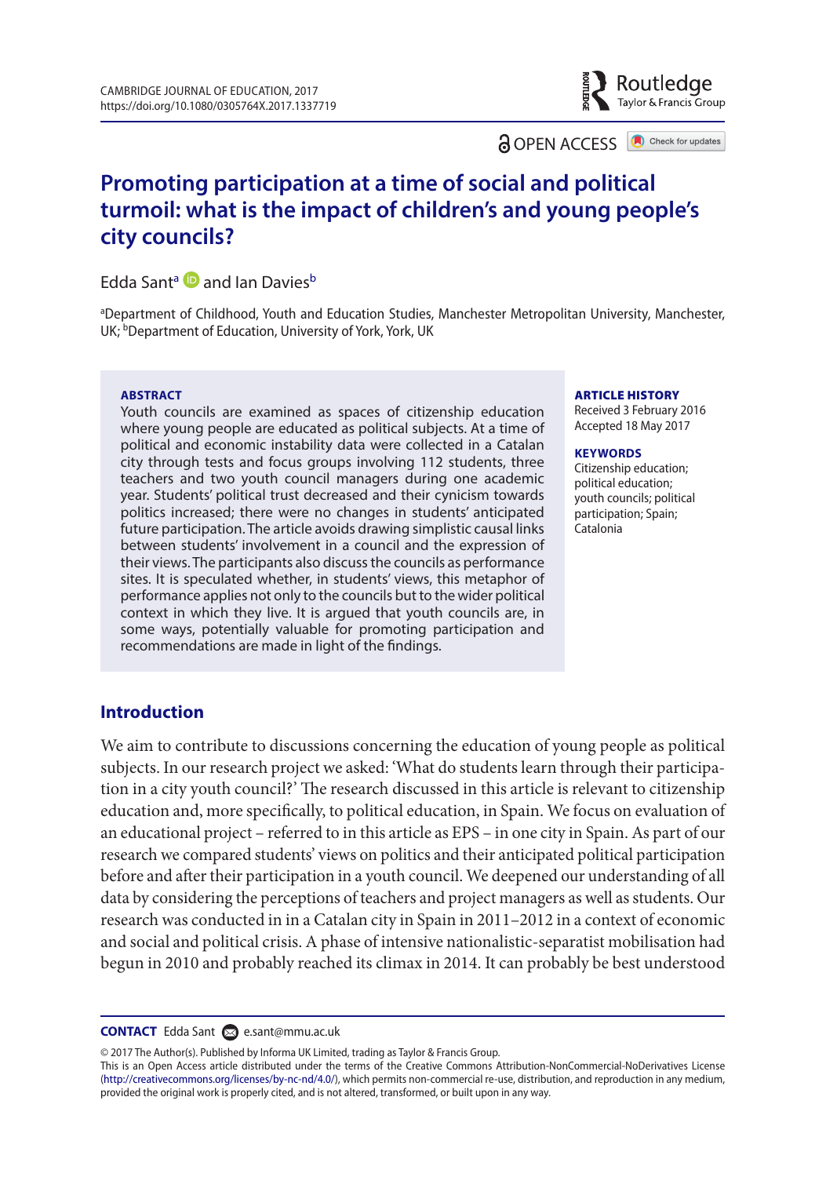# Promoting participation at a time of social and political turmoil: what is the impact of children's and young people's city councils?

Edda Sant[a] and Ian Davies[b]

[a]Department of Childhood, Youth and Education Studies, Manchester Metropolitan University, Manchester, UK; [b]Department of Education, University of York, York, UK

**ABSTRACT**

Youth councils are examined as spaces of citizenship education where young people are educated as political subjects. At a time of political and economic instability data were collected in a Catalan city through tests and focus groups involving 112 students, three teachers and two youth council managers during one academic year. Students' political trust decreased and their cynicism towards politics increased; there were no changes in students' anticipated future participation. The article avoids drawing simplistic causal links between students' involvement in a council and the expression of their views. The participants also discuss the councils as performance sites. It is speculated whether, in students' views, this metaphor of performance applies not only to the councils but to the wider political context in which they live. It is argued that youth councils are, in some ways, potentially valuable for promoting participation and recommendations are made in light of the findings.

**ARTICLE HISTORY**

Received 3 February 2016
Accepted 18 May 2017

**KEYWORDS**

Citizenship education; political education; youth councils; political participation; Spain; Catalonia

## Introduction

We aim to contribute to discussions concerning the education of young people as political subjects. In our research project we asked: 'What do students learn through their participation in a city youth council?' The research discussed in this article is relevant to citizenship education and, more specifically, to political education, in Spain. We focus on evaluation of an educational project – referred to in this article as EPS – in one city in Spain. As part of our research we compared students' views on politics and their anticipated political participation before and after their participation in a youth council. We deepened our understanding of all data by considering the perceptions of teachers and project managers as well as students. Our research was conducted in in a Catalan city in Spain in 2011–2012 in a context of economic and social and political crisis. A phase of intensive nationalistic-separatist mobilisation had begun in 2010 and probably reached its climax in 2014. It can probably be best understood

**CONTACT** Edda Sant e.sant@mmu.ac.uk

© 2017 The Author(s). Published by Informa UK Limited, trading as Taylor & Francis Group.
This is an Open Access article distributed under the terms of the Creative Commons Attribution-NonCommercial-NoDerivatives License (http://creativecommons.org/licenses/by-nc-nd/4.0/), which permits non-commercial re-use, distribution, and reproduction in any medium, provided the original work is properly cited, and is not altered, transformed, or built upon in any way.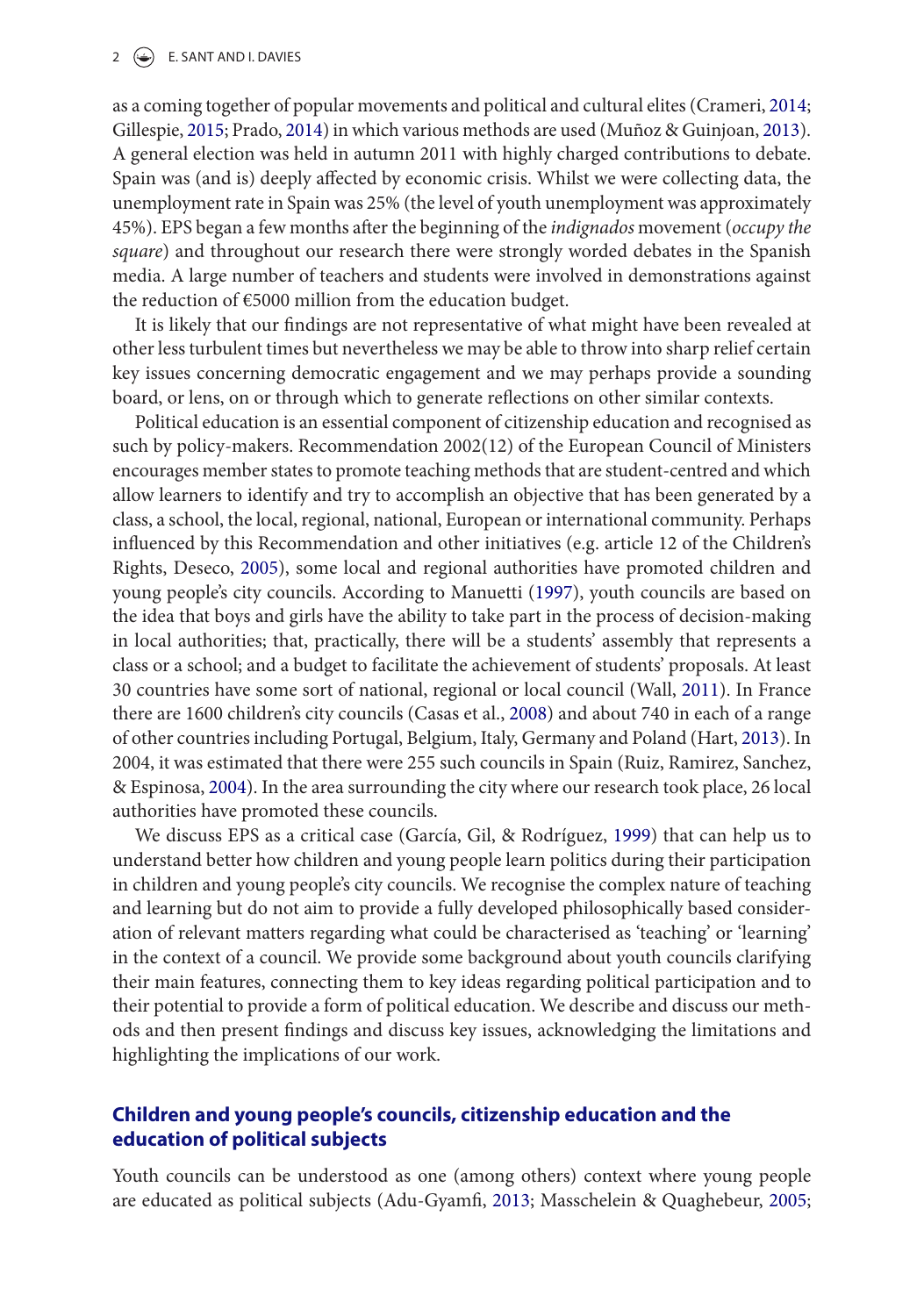as a coming together of popular movements and political and cultural elites (Crameri, 2014; Gillespie, 2015; Prado, 2014) in which various methods are used (Muñoz & Guinjoan, 2013). A general election was held in autumn 2011 with highly charged contributions to debate. Spain was (and is) deeply affected by economic crisis. Whilst we were collecting data, the unemployment rate in Spain was 25% (the level of youth unemployment was approximately 45%). EPS began a few months after the beginning of the *indignados* movement (*occupy the square*) and throughout our research there were strongly worded debates in the Spanish media. A large number of teachers and students were involved in demonstrations against the reduction of €5000 million from the education budget.

It is likely that our findings are not representative of what might have been revealed at other less turbulent times but nevertheless we may be able to throw into sharp relief certain key issues concerning democratic engagement and we may perhaps provide a sounding board, or lens, on or through which to generate reflections on other similar contexts.

Political education is an essential component of citizenship education and recognised as such by policy-makers. Recommendation 2002(12) of the European Council of Ministers encourages member states to promote teaching methods that are student-centred and which allow learners to identify and try to accomplish an objective that has been generated by a class, a school, the local, regional, national, European or international community. Perhaps influenced by this Recommendation and other initiatives (e.g. article 12 of the Children's Rights, Deseco, 2005), some local and regional authorities have promoted children and young people's city councils. According to Manuetti (1997), youth councils are based on the idea that boys and girls have the ability to take part in the process of decision-making in local authorities; that, practically, there will be a students' assembly that represents a class or a school; and a budget to facilitate the achievement of students' proposals. At least 30 countries have some sort of national, regional or local council (Wall, 2011). In France there are 1600 children's city councils (Casas et al., 2008) and about 740 in each of a range of other countries including Portugal, Belgium, Italy, Germany and Poland (Hart, 2013). In 2004, it was estimated that there were 255 such councils in Spain (Ruiz, Ramirez, Sanchez, & Espinosa, 2004). In the area surrounding the city where our research took place, 26 local authorities have promoted these councils.

We discuss EPS as a critical case (García, Gil, & Rodríguez, 1999) that can help us to understand better how children and young people learn politics during their participation in children and young people's city councils. We recognise the complex nature of teaching and learning but do not aim to provide a fully developed philosophically based consideration of relevant matters regarding what could be characterised as 'teaching' or 'learning' in the context of a council. We provide some background about youth councils clarifying their main features, connecting them to key ideas regarding political participation and to their potential to provide a form of political education. We describe and discuss our methods and then present findings and discuss key issues, acknowledging the limitations and highlighting the implications of our work.

## Children and young people's councils, citizenship education and the education of political subjects

Youth councils can be understood as one (among others) context where young people are educated as political subjects (Adu-Gyamfi, 2013; Masschelein & Quaghebeur, 2005;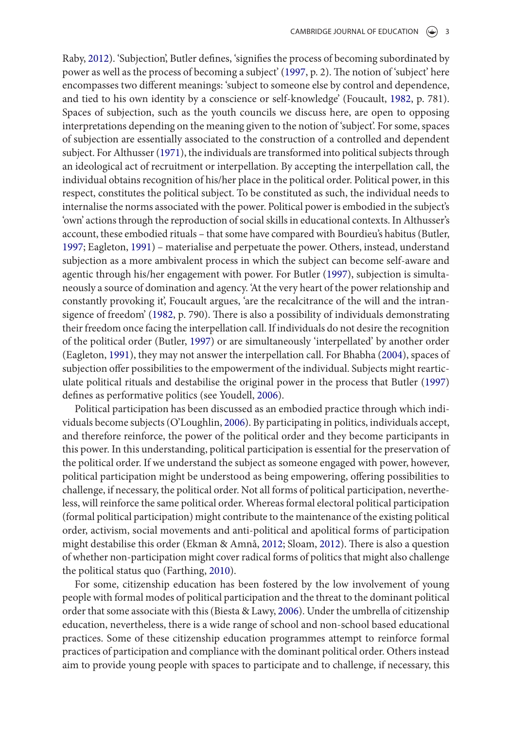Raby, 2012). 'Subjection', Butler defines, 'signifies the process of becoming subordinated by power as well as the process of becoming a subject' (1997, p. 2). The notion of 'subject' here encompasses two different meanings: 'subject to someone else by control and dependence, and tied to his own identity by a conscience or self-knowledge' (Foucault, 1982, p. 781). Spaces of subjection, such as the youth councils we discuss here, are open to opposing interpretations depending on the meaning given to the notion of 'subject'. For some, spaces of subjection are essentially associated to the construction of a controlled and dependent subject. For Althusser (1971), the individuals are transformed into political subjects through an ideological act of recruitment or interpellation. By accepting the interpellation call, the individual obtains recognition of his/her place in the political order. Political power, in this respect, constitutes the political subject. To be constituted as such, the individual needs to internalise the norms associated with the power. Political power is embodied in the subject's 'own' actions through the reproduction of social skills in educational contexts. In Althusser's account, these embodied rituals – that some have compared with Bourdieu's habitus (Butler, 1997; Eagleton, 1991) – materialise and perpetuate the power. Others, instead, understand subjection as a more ambivalent process in which the subject can become self-aware and agentic through his/her engagement with power. For Butler (1997), subjection is simultaneously a source of domination and agency. 'At the very heart of the power relationship and constantly provoking it', Foucault argues, 'are the recalcitrance of the will and the intransigence of freedom' (1982, p. 790). There is also a possibility of individuals demonstrating their freedom once facing the interpellation call. If individuals do not desire the recognition of the political order (Butler, 1997) or are simultaneously 'interpellated' by another order (Eagleton, 1991), they may not answer the interpellation call. For Bhabha (2004), spaces of subjection offer possibilities to the empowerment of the individual. Subjects might rearticulate political rituals and destabilise the original power in the process that Butler (1997) defines as performative politics (see Youdell, 2006).

Political participation has been discussed as an embodied practice through which individuals become subjects (O'Loughlin, 2006). By participating in politics, individuals accept, and therefore reinforce, the power of the political order and they become participants in this power. In this understanding, political participation is essential for the preservation of the political order. If we understand the subject as someone engaged with power, however, political participation might be understood as being empowering, offering possibilities to challenge, if necessary, the political order. Not all forms of political participation, nevertheless, will reinforce the same political order. Whereas formal electoral political participation (formal political participation) might contribute to the maintenance of the existing political order, activism, social movements and anti-political and apolitical forms of participation might destabilise this order (Ekman & Amnå, 2012; Sloam, 2012). There is also a question of whether non-participation might cover radical forms of politics that might also challenge the political status quo (Farthing, 2010).

For some, citizenship education has been fostered by the low involvement of young people with formal modes of political participation and the threat to the dominant political order that some associate with this (Biesta & Lawy, 2006). Under the umbrella of citizenship education, nevertheless, there is a wide range of school and non-school based educational practices. Some of these citizenship education programmes attempt to reinforce formal practices of participation and compliance with the dominant political order. Others instead aim to provide young people with spaces to participate and to challenge, if necessary, this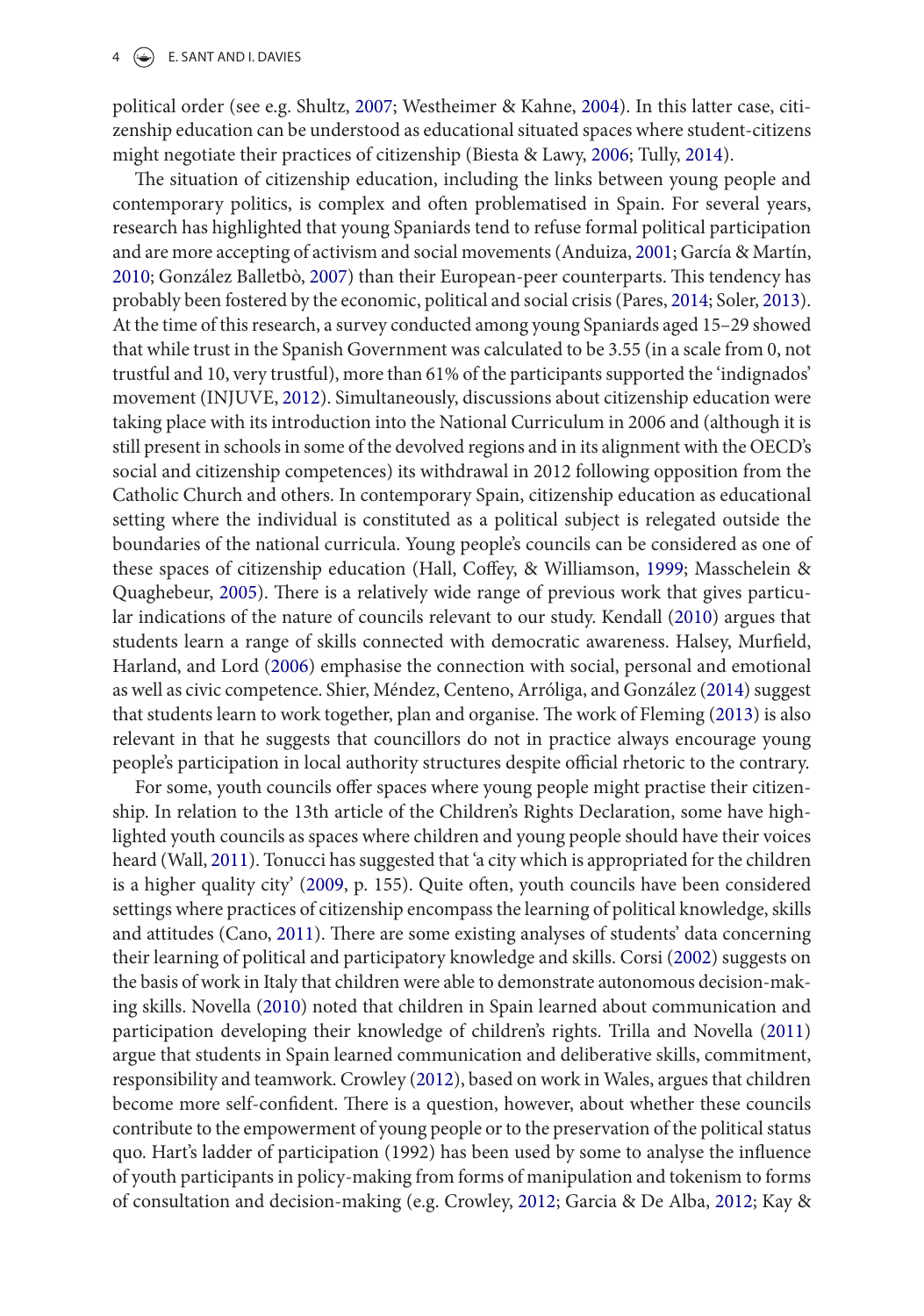political order (see e.g. Shultz, 2007; Westheimer & Kahne, 2004). In this latter case, citizenship education can be understood as educational situated spaces where student-citizens might negotiate their practices of citizenship (Biesta & Lawy, 2006; Tully, 2014).

The situation of citizenship education, including the links between young people and contemporary politics, is complex and often problematised in Spain. For several years, research has highlighted that young Spaniards tend to refuse formal political participation and are more accepting of activism and social movements (Anduiza, 2001; García & Martín, 2010; González Balletbò, 2007) than their European-peer counterparts. This tendency has probably been fostered by the economic, political and social crisis (Pares, 2014; Soler, 2013). At the time of this research, a survey conducted among young Spaniards aged 15–29 showed that while trust in the Spanish Government was calculated to be 3.55 (in a scale from 0, not trustful and 10, very trustful), more than 61% of the participants supported the 'indignados' movement (INJUVE, 2012). Simultaneously, discussions about citizenship education were taking place with its introduction into the National Curriculum in 2006 and (although it is still present in schools in some of the devolved regions and in its alignment with the OECD's social and citizenship competences) its withdrawal in 2012 following opposition from the Catholic Church and others. In contemporary Spain, citizenship education as educational setting where the individual is constituted as a political subject is relegated outside the boundaries of the national curricula. Young people's councils can be considered as one of these spaces of citizenship education (Hall, Coffey, & Williamson, 1999; Masschelein & Quaghebeur, 2005). There is a relatively wide range of previous work that gives particular indications of the nature of councils relevant to our study. Kendall (2010) argues that students learn a range of skills connected with democratic awareness. Halsey, Murfield, Harland, and Lord (2006) emphasise the connection with social, personal and emotional as well as civic competence. Shier, Méndez, Centeno, Arróliga, and González (2014) suggest that students learn to work together, plan and organise. The work of Fleming (2013) is also relevant in that he suggests that councillors do not in practice always encourage young people's participation in local authority structures despite official rhetoric to the contrary.

For some, youth councils offer spaces where young people might practise their citizenship. In relation to the 13th article of the Children's Rights Declaration, some have highlighted youth councils as spaces where children and young people should have their voices heard (Wall, 2011). Tonucci has suggested that 'a city which is appropriated for the children is a higher quality city' (2009, p. 155). Quite often, youth councils have been considered settings where practices of citizenship encompass the learning of political knowledge, skills and attitudes (Cano, 2011). There are some existing analyses of students' data concerning their learning of political and participatory knowledge and skills. Corsi (2002) suggests on the basis of work in Italy that children were able to demonstrate autonomous decision-making skills. Novella (2010) noted that children in Spain learned about communication and participation developing their knowledge of children's rights. Trilla and Novella (2011) argue that students in Spain learned communication and deliberative skills, commitment, responsibility and teamwork. Crowley (2012), based on work in Wales, argues that children become more self-confident. There is a question, however, about whether these councils contribute to the empowerment of young people or to the preservation of the political status quo. Hart's ladder of participation (1992) has been used by some to analyse the influence of youth participants in policy-making from forms of manipulation and tokenism to forms of consultation and decision-making (e.g. Crowley, 2012; Garcia & De Alba, 2012; Kay &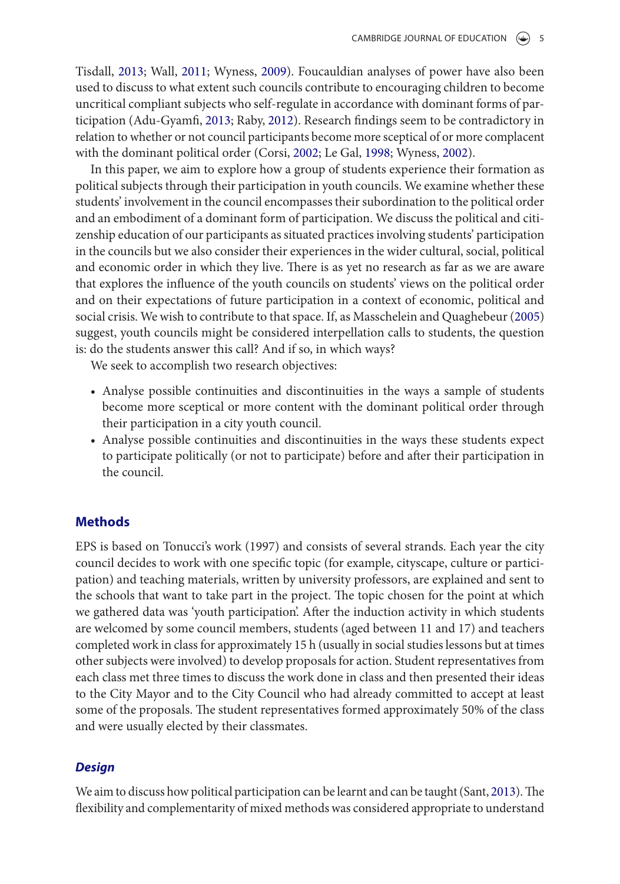Tisdall, 2013; Wall, 2011; Wyness, 2009). Foucauldian analyses of power have also been used to discuss to what extent such councils contribute to encouraging children to become uncritical compliant subjects who self-regulate in accordance with dominant forms of participation (Adu-Gyamfi, 2013; Raby, 2012). Research findings seem to be contradictory in relation to whether or not council participants become more sceptical of or more complacent with the dominant political order (Corsi, 2002; Le Gal, 1998; Wyness, 2002).

In this paper, we aim to explore how a group of students experience their formation as political subjects through their participation in youth councils. We examine whether these students' involvement in the council encompasses their subordination to the political order and an embodiment of a dominant form of participation. We discuss the political and citizenship education of our participants as situated practices involving students' participation in the councils but we also consider their experiences in the wider cultural, social, political and economic order in which they live. There is as yet no research as far as we are aware that explores the influence of the youth councils on students' views on the political order and on their expectations of future participation in a context of economic, political and social crisis. We wish to contribute to that space. If, as Masschelein and Quaghebeur (2005) suggest, youth councils might be considered interpellation calls to students, the question is: do the students answer this call? And if so, in which ways?

We seek to accomplish two research objectives:

- Analyse possible continuities and discontinuities in the ways a sample of students become more sceptical or more content with the dominant political order through their participation in a city youth council.
- Analyse possible continuities and discontinuities in the ways these students expect to participate politically (or not to participate) before and after their participation in the council.

## Methods

EPS is based on Tonucci's work (1997) and consists of several strands. Each year the city council decides to work with one specific topic (for example, cityscape, culture or participation) and teaching materials, written by university professors, are explained and sent to the schools that want to take part in the project. The topic chosen for the point at which we gathered data was 'youth participation'. After the induction activity in which students are welcomed by some council members, students (aged between 11 and 17) and teachers completed work in class for approximately 15 h (usually in social studies lessons but at times other subjects were involved) to develop proposals for action. Student representatives from each class met three times to discuss the work done in class and then presented their ideas to the City Mayor and to the City Council who had already committed to accept at least some of the proposals. The student representatives formed approximately 50% of the class and were usually elected by their classmates.

### *Design*

We aim to discuss how political participation can be learnt and can be taught (Sant, 2013). The flexibility and complementarity of mixed methods was considered appropriate to understand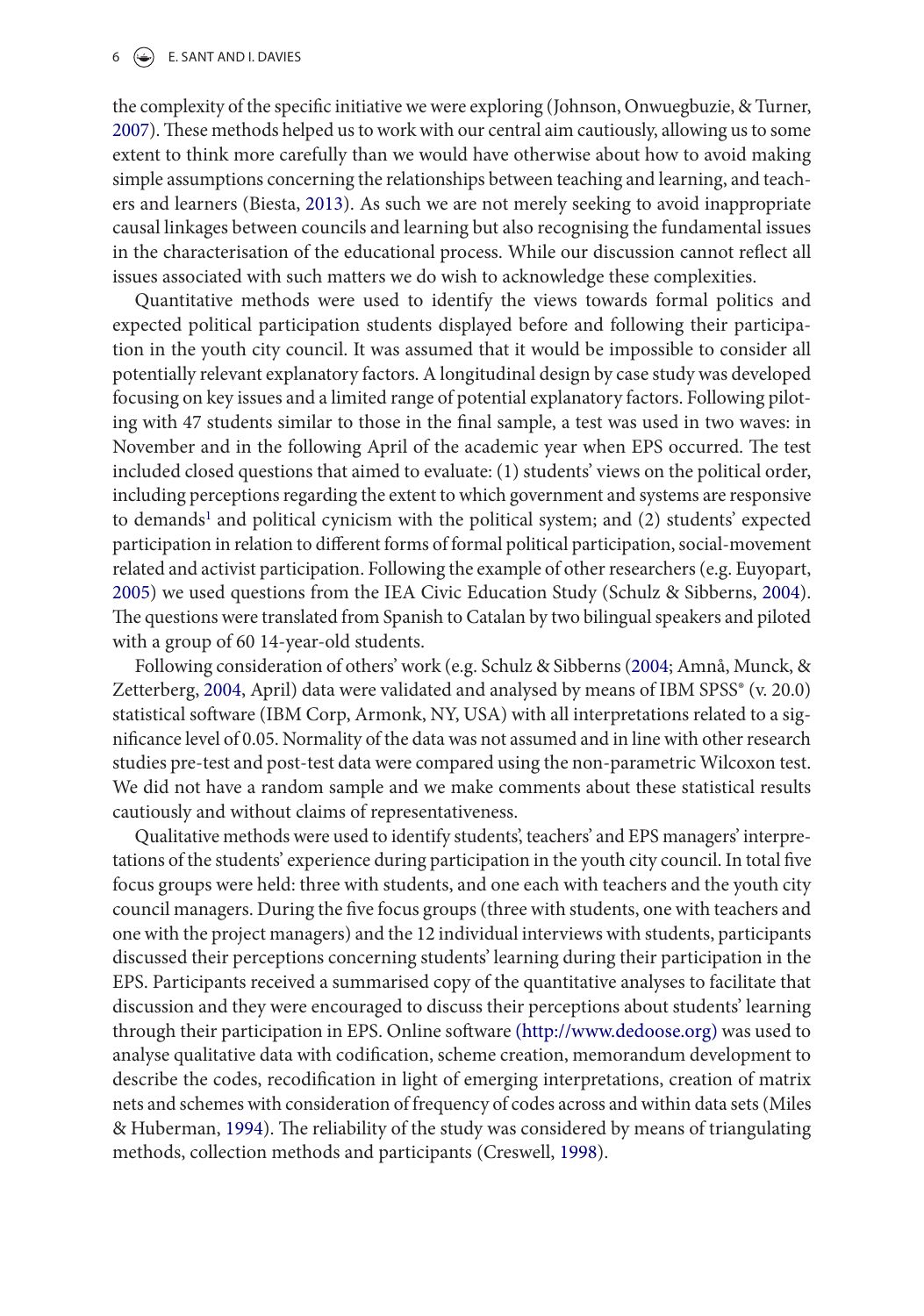the complexity of the specific initiative we were exploring (Johnson, Onwuegbuzie, & Turner, 2007). These methods helped us to work with our central aim cautiously, allowing us to some extent to think more carefully than we would have otherwise about how to avoid making simple assumptions concerning the relationships between teaching and learning, and teachers and learners (Biesta, 2013). As such we are not merely seeking to avoid inappropriate causal linkages between councils and learning but also recognising the fundamental issues in the characterisation of the educational process. While our discussion cannot reflect all issues associated with such matters we do wish to acknowledge these complexities.

Quantitative methods were used to identify the views towards formal politics and expected political participation students displayed before and following their participation in the youth city council. It was assumed that it would be impossible to consider all potentially relevant explanatory factors. A longitudinal design by case study was developed focusing on key issues and a limited range of potential explanatory factors. Following piloting with 47 students similar to those in the final sample, a test was used in two waves: in November and in the following April of the academic year when EPS occurred. The test included closed questions that aimed to evaluate: (1) students' views on the political order, including perceptions regarding the extent to which government and systems are responsive to demands[1] and political cynicism with the political system; and (2) students' expected participation in relation to different forms of formal political participation, social-movement related and activist participation. Following the example of other researchers (e.g. Euyopart, 2005) we used questions from the IEA Civic Education Study (Schulz & Sibberns, 2004). The questions were translated from Spanish to Catalan by two bilingual speakers and piloted with a group of 60 14-year-old students.

Following consideration of others' work (e.g. Schulz & Sibberns (2004; Amnå, Munck, & Zetterberg, 2004, April) data were validated and analysed by means of IBM SPSS® (v. 20.0) statistical software (IBM Corp, Armonk, NY, USA) with all interpretations related to a significance level of 0.05. Normality of the data was not assumed and in line with other research studies pre-test and post-test data were compared using the non-parametric Wilcoxon test. We did not have a random sample and we make comments about these statistical results cautiously and without claims of representativeness.

Qualitative methods were used to identify students', teachers' and EPS managers' interpretations of the students' experience during participation in the youth city council. In total five focus groups were held: three with students, and one each with teachers and the youth city council managers. During the five focus groups (three with students, one with teachers and one with the project managers) and the 12 individual interviews with students, participants discussed their perceptions concerning students' learning during their participation in the EPS. Participants received a summarised copy of the quantitative analyses to facilitate that discussion and they were encouraged to discuss their perceptions about students' learning through their participation in EPS. Online software (http://www.dedoose.org) was used to analyse qualitative data with codification, scheme creation, memorandum development to describe the codes, recodification in light of emerging interpretations, creation of matrix nets and schemes with consideration of frequency of codes across and within data sets (Miles & Huberman, 1994). The reliability of the study was considered by means of triangulating methods, collection methods and participants (Creswell, 1998).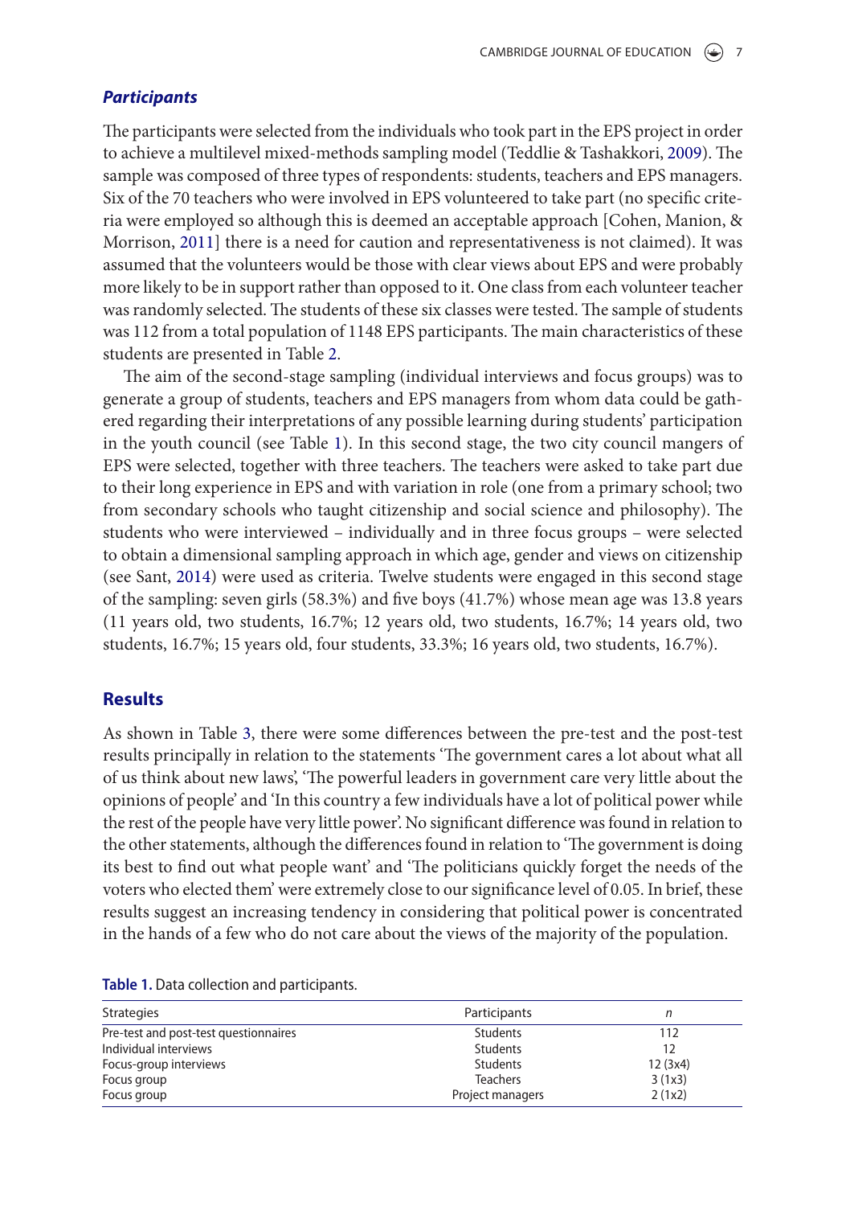### *Participants*

The participants were selected from the individuals who took part in the EPS project in order to achieve a multilevel mixed-methods sampling model (Teddlie & Tashakkori, 2009). The sample was composed of three types of respondents: students, teachers and EPS managers. Six of the 70 teachers who were involved in EPS volunteered to take part (no specific criteria were employed so although this is deemed an acceptable approach [Cohen, Manion, & Morrison, 2011] there is a need for caution and representativeness is not claimed). It was assumed that the volunteers would be those with clear views about EPS and were probably more likely to be in support rather than opposed to it. One class from each volunteer teacher was randomly selected. The students of these six classes were tested. The sample of students was 112 from a total population of 1148 EPS participants. The main characteristics of these students are presented in Table 2.

The aim of the second-stage sampling (individual interviews and focus groups) was to generate a group of students, teachers and EPS managers from whom data could be gathered regarding their interpretations of any possible learning during students' participation in the youth council (see Table 1). In this second stage, the two city council mangers of EPS were selected, together with three teachers. The teachers were asked to take part due to their long experience in EPS and with variation in role (one from a primary school; two from secondary schools who taught citizenship and social science and philosophy). The students who were interviewed – individually and in three focus groups – were selected to obtain a dimensional sampling approach in which age, gender and views on citizenship (see Sant, 2014) were used as criteria. Twelve students were engaged in this second stage of the sampling: seven girls (58.3%) and five boys (41.7%) whose mean age was 13.8 years (11 years old, two students, 16.7%; 12 years old, two students, 16.7%; 14 years old, two students, 16.7%; 15 years old, four students, 33.3%; 16 years old, two students, 16.7%).

## Results

As shown in Table 3, there were some differences between the pre-test and the post-test results principally in relation to the statements 'The government cares a lot about what all of us think about new laws', 'The powerful leaders in government care very little about the opinions of people' and 'In this country a few individuals have a lot of political power while the rest of the people have very little power'. No significant difference was found in relation to the other statements, although the differences found in relation to 'The government is doing its best to find out what people want' and 'The politicians quickly forget the needs of the voters who elected them' were extremely close to our significance level of 0.05. In brief, these results suggest an increasing tendency in considering that political power is concentrated in the hands of a few who do not care about the views of the majority of the population.

**Table 1.** Data collection and participants.

| Strategies | Participants | *n* |
|---|---|---|
| Pre-test and post-test questionnaires | Students | 112 |
| Individual interviews | Students | 12 |
| Focus-group interviews | Students | 12 (3x4) |
| Focus group | Teachers | 3 (1x3) |
| Focus group | Project managers | 2 (1x2) |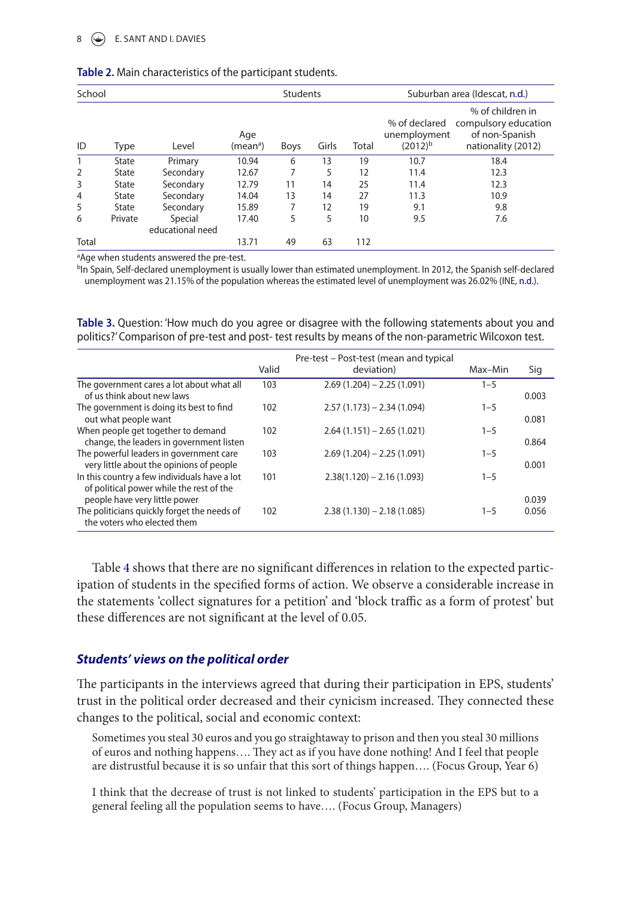**Table 2.** Main characteristics of the participant students.

| School | | | Students | | | | Suburban area (Idescat, n.d.) | |
|---|---|---|---|---|---|---|---|---|
| ID | Type | Level | Age (mean[a]) | Boys | Girls | Total | % of declared unemployment (2012)[b] | % of children in compulsory education of non-Spanish nationality (2012) |
| 1 | State | Primary | 10.94 | 6 | 13 | 19 | 10.7 | 18.4 |
| 2 | State | Secondary | 12.67 | 7 | 5 | 12 | 11.4 | 12.3 |
| 3 | State | Secondary | 12.79 | 11 | 14 | 25 | 11.4 | 12.3 |
| 4 | State | Secondary | 14.04 | 13 | 14 | 27 | 11.3 | 10.9 |
| 5 | State | Secondary | 15.89 | 7 | 12 | 19 | 9.1 | 9.8 |
| 6 | Private | Special educational need | 17.40 | 5 | 5 | 10 | 9.5 | 7.6 |
| Total | | | 13.71 | 49 | 63 | 112 | | |

[a]Age when students answered the pre-test.
[b]In Spain, Self-declared unemployment is usually lower than estimated unemployment. In 2012, the Spanish self-declared unemployment was 21.15% of the population whereas the estimated level of unemployment was 26.02% (INE, n.d.).

**Table 3.** Question: 'How much do you agree or disagree with the following statements about you and politics?' Comparison of pre-test and post- test results by means of the non-parametric Wilcoxon test.

| | Valid | Pre-test – Post-test (mean and typical deviation) | Max–Min | Sig |
|---|---|---|---|---|
| The government cares a lot about what all of us think about new laws | 103 | 2.69 (1.204) – 2.25 (1.091) | 1–5 | 0.003 |
| The government is doing its best to find out what people want | 102 | 2.57 (1.173) – 2.34 (1.094) | 1–5 | 0.081 |
| When people get together to demand change, the leaders in government listen | 102 | 2.64 (1.151) – 2.65 (1.021) | 1–5 | 0.864 |
| The powerful leaders in government care very little about the opinions of people | 103 | 2.69 (1.204) – 2.25 (1.091) | 1–5 | 0.001 |
| In this country a few individuals have a lot of political power while the rest of the people have very little power | 101 | 2.38(1.120) – 2.16 (1.093) | 1–5 | 0.039 |
| The politicians quickly forget the needs of the voters who elected them | 102 | 2.38 (1.130) – 2.18 (1.085) | 1–5 | 0.056 |

Table 4 shows that there are no significant differences in relation to the expected participation of students in the specified forms of action. We observe a considerable increase in the statements 'collect signatures for a petition' and 'block traffic as a form of protest' but these differences are not significant at the level of 0.05.

### *Students' views on the political order*

The participants in the interviews agreed that during their participation in EPS, students' trust in the political order decreased and their cynicism increased. They connected these changes to the political, social and economic context:

> Sometimes you steal 30 euros and you go straightaway to prison and then you steal 30 millions of euros and nothing happens…. They act as if you have done nothing! And I feel that people are distrustful because it is so unfair that this sort of things happen…. (Focus Group, Year 6)

> I think that the decrease of trust is not linked to students' participation in the EPS but to a general feeling all the population seems to have…. (Focus Group, Managers)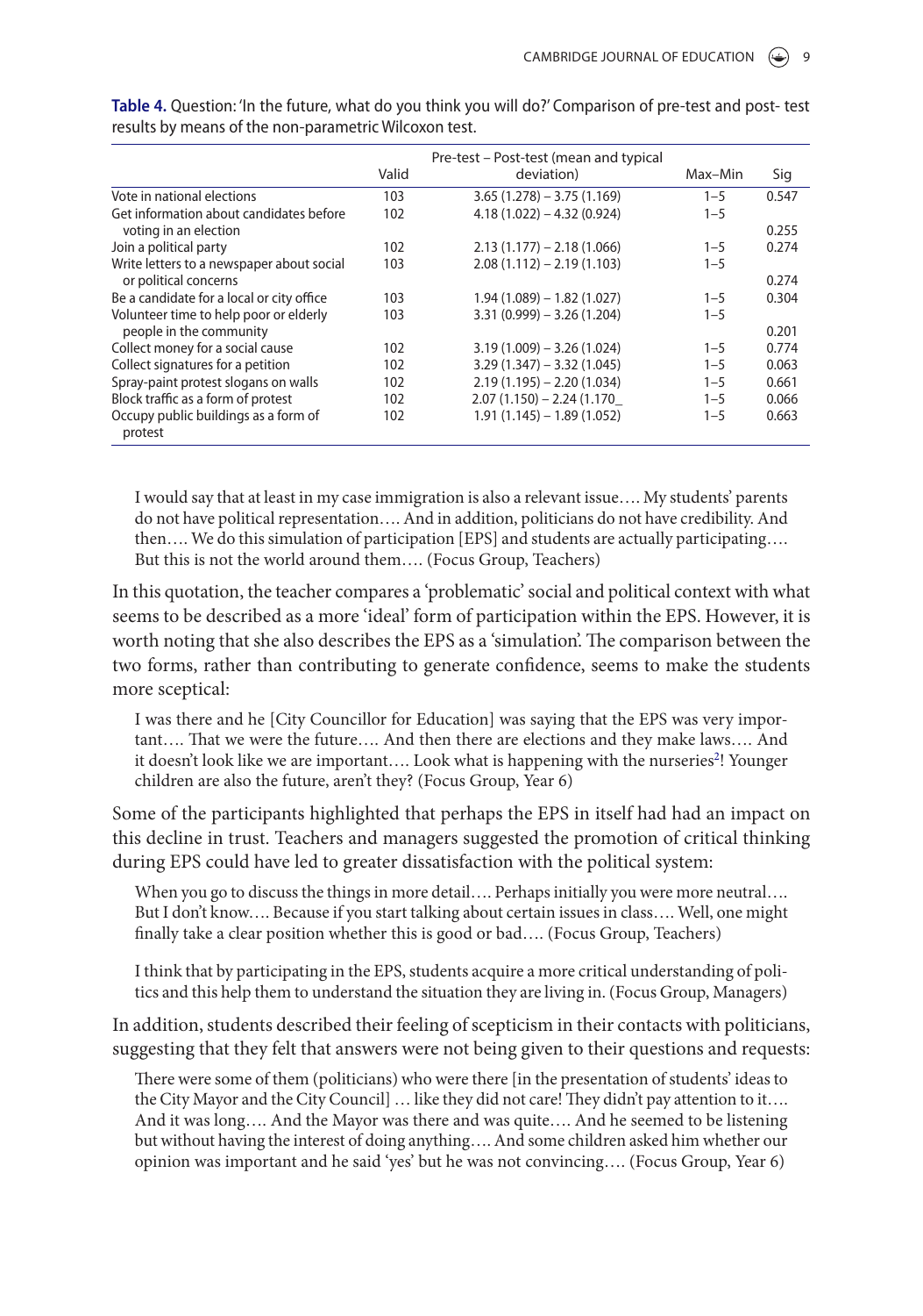**Table 4.** Question: 'In the future, what do you think you will do?' Comparison of pre-test and post- test results by means of the non-parametric Wilcoxon test.

| | Valid | Pre-test – Post-test (mean and typical deviation) | Max–Min | Sig |
|---|---|---|---|---|
| Vote in national elections | 103 | 3.65 (1.278) – 3.75 (1.169) | 1–5 | 0.547 |
| Get information about candidates before voting in an election | 102 | 4.18 (1.022) – 4.32 (0.924) | 1–5 | 0.255 |
| Join a political party | 102 | 2.13 (1.177) – 2.18 (1.066) | 1–5 | 0.274 |
| Write letters to a newspaper about social or political concerns | 103 | 2.08 (1.112) – 2.19 (1.103) | 1–5 | 0.274 |
| Be a candidate for a local or city office | 103 | 1.94 (1.089) – 1.82 (1.027) | 1–5 | 0.304 |
| Volunteer time to help poor or elderly people in the community | 103 | 3.31 (0.999) – 3.26 (1.204) | 1–5 | 0.201 |
| Collect money for a social cause | 102 | 3.19 (1.009) – 3.26 (1.024) | 1–5 | 0.774 |
| Collect signatures for a petition | 102 | 3.29 (1.347) – 3.32 (1.045) | 1–5 | 0.063 |
| Spray-paint protest slogans on walls | 102 | 2.19 (1.195) – 2.20 (1.034) | 1–5 | 0.661 |
| Block traffic as a form of protest | 102 | 2.07 (1.150) – 2.24 (1.170_ | 1–5 | 0.066 |
| Occupy public buildings as a form of protest | 102 | 1.91 (1.145) – 1.89 (1.052) | 1–5 | 0.663 |

> I would say that at least in my case immigration is also a relevant issue…. My students' parents do not have political representation…. And in addition, politicians do not have credibility. And then…. We do this simulation of participation [EPS] and students are actually participating…. But this is not the world around them…. (Focus Group, Teachers)

In this quotation, the teacher compares a 'problematic' social and political context with what seems to be described as a more 'ideal' form of participation within the EPS. However, it is worth noting that she also describes the EPS as a 'simulation'. The comparison between the two forms, rather than contributing to generate confidence, seems to make the students more sceptical:

> I was there and he [City Councillor for Education] was saying that the EPS was very important…. That we were the future…. And then there are elections and they make laws…. And it doesn't look like we are important…. Look what is happening with the nurseries[2]! Younger children are also the future, aren't they? (Focus Group, Year 6)

Some of the participants highlighted that perhaps the EPS in itself had had an impact on this decline in trust. Teachers and managers suggested the promotion of critical thinking during EPS could have led to greater dissatisfaction with the political system:

> When you go to discuss the things in more detail…. Perhaps initially you were more neutral…. But I don't know…. Because if you start talking about certain issues in class…. Well, one might finally take a clear position whether this is good or bad…. (Focus Group, Teachers)

> I think that by participating in the EPS, students acquire a more critical understanding of politics and this help them to understand the situation they are living in. (Focus Group, Managers)

In addition, students described their feeling of scepticism in their contacts with politicians, suggesting that they felt that answers were not being given to their questions and requests:

> There were some of them (politicians) who were there [in the presentation of students' ideas to the City Mayor and the City Council] … like they did not care! They didn't pay attention to it…. And it was long…. And the Mayor was there and was quite…. And he seemed to be listening but without having the interest of doing anything…. And some children asked him whether our opinion was important and he said 'yes' but he was not convincing…. (Focus Group, Year 6)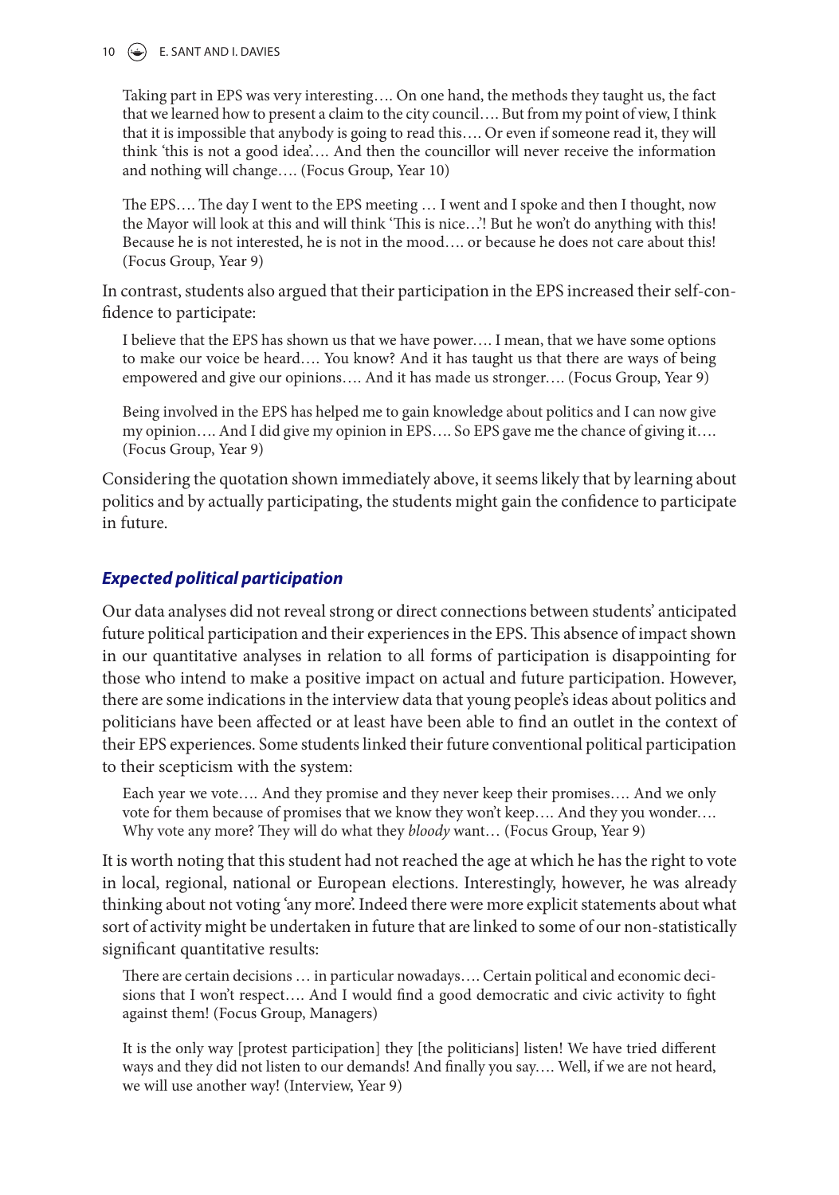> Taking part in EPS was very interesting…. On one hand, the methods they taught us, the fact that we learned how to present a claim to the city council…. But from my point of view, I think that it is impossible that anybody is going to read this…. Or even if someone read it, they will think 'this is not a good idea'…. And then the councillor will never receive the information and nothing will change…. (Focus Group, Year 10)

> The EPS…. The day I went to the EPS meeting … I went and I spoke and then I thought, now the Mayor will look at this and will think 'This is nice…'! But he won't do anything with this! Because he is not interested, he is not in the mood…. or because he does not care about this! (Focus Group, Year 9)

In contrast, students also argued that their participation in the EPS increased their self-confidence to participate:

> I believe that the EPS has shown us that we have power…. I mean, that we have some options to make our voice be heard…. You know? And it has taught us that there are ways of being empowered and give our opinions…. And it has made us stronger…. (Focus Group, Year 9)

> Being involved in the EPS has helped me to gain knowledge about politics and I can now give my opinion…. And I did give my opinion in EPS…. So EPS gave me the chance of giving it…. (Focus Group, Year 9)

Considering the quotation shown immediately above, it seems likely that by learning about politics and by actually participating, the students might gain the confidence to participate in future.

### *Expected political participation*

Our data analyses did not reveal strong or direct connections between students' anticipated future political participation and their experiences in the EPS. This absence of impact shown in our quantitative analyses in relation to all forms of participation is disappointing for those who intend to make a positive impact on actual and future participation. However, there are some indications in the interview data that young people's ideas about politics and politicians have been affected or at least have been able to find an outlet in the context of their EPS experiences. Some students linked their future conventional political participation to their scepticism with the system:

> Each year we vote…. And they promise and they never keep their promises…. And we only vote for them because of promises that we know they won't keep…. And they you wonder…. Why vote any more? They will do what they *bloody* want… (Focus Group, Year 9)

It is worth noting that this student had not reached the age at which he has the right to vote in local, regional, national or European elections. Interestingly, however, he was already thinking about not voting 'any more'. Indeed there were more explicit statements about what sort of activity might be undertaken in future that are linked to some of our non-statistically significant quantitative results:

> There are certain decisions … in particular nowadays…. Certain political and economic decisions that I won't respect…. And I would find a good democratic and civic activity to fight against them! (Focus Group, Managers)

> It is the only way [protest participation] they [the politicians] listen! We have tried different ways and they did not listen to our demands! And finally you say…. Well, if we are not heard, we will use another way! (Interview, Year 9)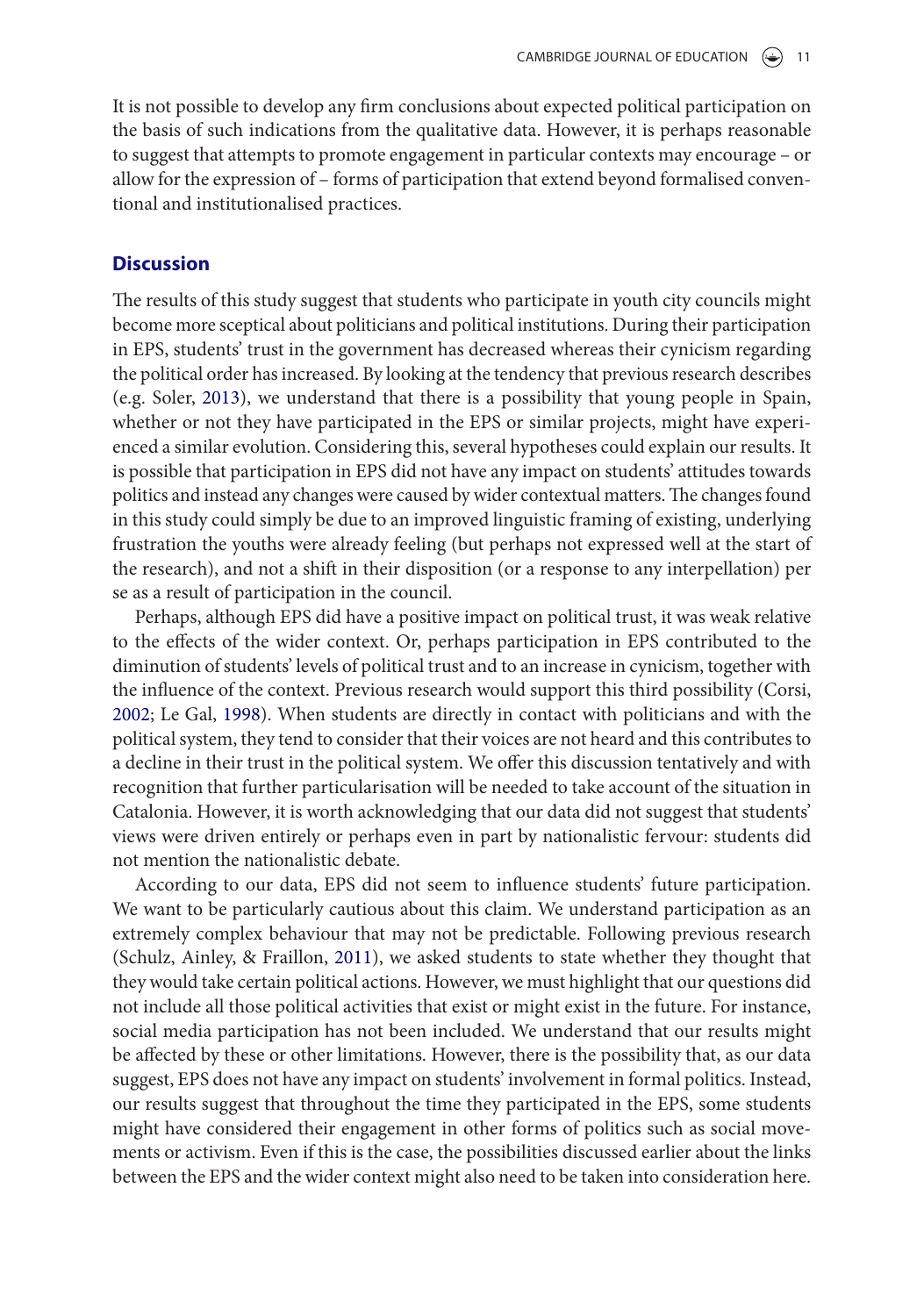It is not possible to develop any firm conclusions about expected political participation on the basis of such indications from the qualitative data. However, it is perhaps reasonable to suggest that attempts to promote engagement in particular contexts may encourage – or allow for the expression of – forms of participation that extend beyond formalised conventional and institutionalised practices.

## Discussion

The results of this study suggest that students who participate in youth city councils might become more sceptical about politicians and political institutions. During their participation in EPS, students' trust in the government has decreased whereas their cynicism regarding the political order has increased. By looking at the tendency that previous research describes (e.g. Soler, 2013), we understand that there is a possibility that young people in Spain, whether or not they have participated in the EPS or similar projects, might have experienced a similar evolution. Considering this, several hypotheses could explain our results. It is possible that participation in EPS did not have any impact on students' attitudes towards politics and instead any changes were caused by wider contextual matters. The changes found in this study could simply be due to an improved linguistic framing of existing, underlying frustration the youths were already feeling (but perhaps not expressed well at the start of the research), and not a shift in their disposition (or a response to any interpellation) per se as a result of participation in the council.

Perhaps, although EPS did have a positive impact on political trust, it was weak relative to the effects of the wider context. Or, perhaps participation in EPS contributed to the diminution of students' levels of political trust and to an increase in cynicism, together with the influence of the context. Previous research would support this third possibility (Corsi, 2002; Le Gal, 1998). When students are directly in contact with politicians and with the political system, they tend to consider that their voices are not heard and this contributes to a decline in their trust in the political system. We offer this discussion tentatively and with recognition that further particularisation will be needed to take account of the situation in Catalonia. However, it is worth acknowledging that our data did not suggest that students' views were driven entirely or perhaps even in part by nationalistic fervour: students did not mention the nationalistic debate.

According to our data, EPS did not seem to influence students' future participation. We want to be particularly cautious about this claim. We understand participation as an extremely complex behaviour that may not be predictable. Following previous research (Schulz, Ainley, & Fraillon, 2011), we asked students to state whether they thought that they would take certain political actions. However, we must highlight that our questions did not include all those political activities that exist or might exist in the future. For instance, social media participation has not been included. We understand that our results might be affected by these or other limitations. However, there is the possibility that, as our data suggest, EPS does not have any impact on students' involvement in formal politics. Instead, our results suggest that throughout the time they participated in the EPS, some students might have considered their engagement in other forms of politics such as social movements or activism. Even if this is the case, the possibilities discussed earlier about the links between the EPS and the wider context might also need to be taken into consideration here.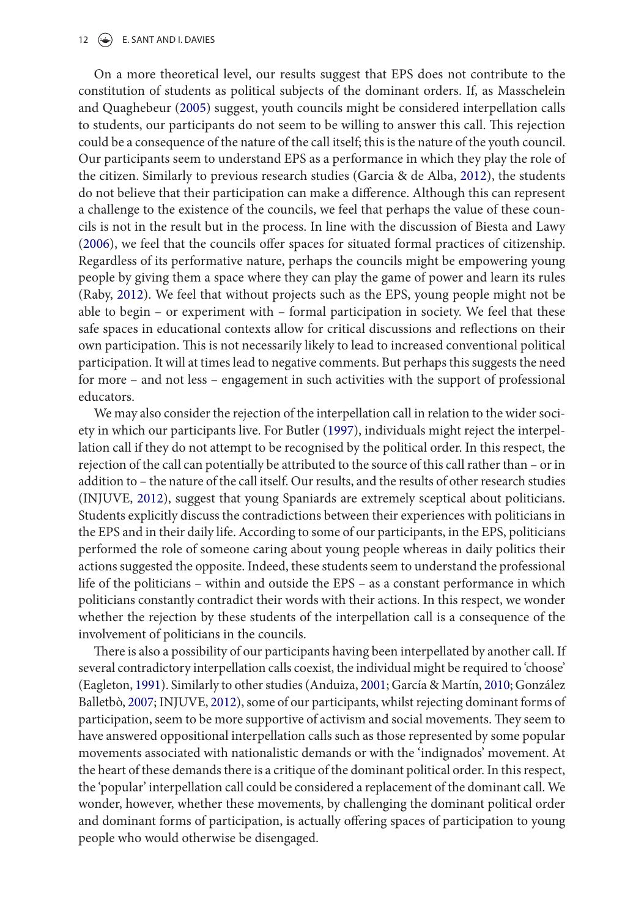On a more theoretical level, our results suggest that EPS does not contribute to the constitution of students as political subjects of the dominant orders. If, as Masschelein and Quaghebeur (2005) suggest, youth councils might be considered interpellation calls to students, our participants do not seem to be willing to answer this call. This rejection could be a consequence of the nature of the call itself; this is the nature of the youth council. Our participants seem to understand EPS as a performance in which they play the role of the citizen. Similarly to previous research studies (Garcia & de Alba, 2012), the students do not believe that their participation can make a difference. Although this can represent a challenge to the existence of the councils, we feel that perhaps the value of these councils is not in the result but in the process. In line with the discussion of Biesta and Lawy (2006), we feel that the councils offer spaces for situated formal practices of citizenship. Regardless of its performative nature, perhaps the councils might be empowering young people by giving them a space where they can play the game of power and learn its rules (Raby, 2012). We feel that without projects such as the EPS, young people might not be able to begin – or experiment with – formal participation in society. We feel that these safe spaces in educational contexts allow for critical discussions and reflections on their own participation. This is not necessarily likely to lead to increased conventional political participation. It will at times lead to negative comments. But perhaps this suggests the need for more – and not less – engagement in such activities with the support of professional educators.

We may also consider the rejection of the interpellation call in relation to the wider society in which our participants live. For Butler (1997), individuals might reject the interpellation call if they do not attempt to be recognised by the political order. In this respect, the rejection of the call can potentially be attributed to the source of this call rather than – or in addition to – the nature of the call itself. Our results, and the results of other research studies (INJUVE, 2012), suggest that young Spaniards are extremely sceptical about politicians. Students explicitly discuss the contradictions between their experiences with politicians in the EPS and in their daily life. According to some of our participants, in the EPS, politicians performed the role of someone caring about young people whereas in daily politics their actions suggested the opposite. Indeed, these students seem to understand the professional life of the politicians – within and outside the EPS – as a constant performance in which politicians constantly contradict their words with their actions. In this respect, we wonder whether the rejection by these students of the interpellation call is a consequence of the involvement of politicians in the councils.

There is also a possibility of our participants having been interpellated by another call. If several contradictory interpellation calls coexist, the individual might be required to 'choose' (Eagleton, 1991). Similarly to other studies (Anduiza, 2001; García & Martín, 2010; González Balletbò, 2007; INJUVE, 2012), some of our participants, whilst rejecting dominant forms of participation, seem to be more supportive of activism and social movements. They seem to have answered oppositional interpellation calls such as those represented by some popular movements associated with nationalistic demands or with the 'indignados' movement. At the heart of these demands there is a critique of the dominant political order. In this respect, the 'popular' interpellation call could be considered a replacement of the dominant call. We wonder, however, whether these movements, by challenging the dominant political order and dominant forms of participation, is actually offering spaces of participation to young people who would otherwise be disengaged.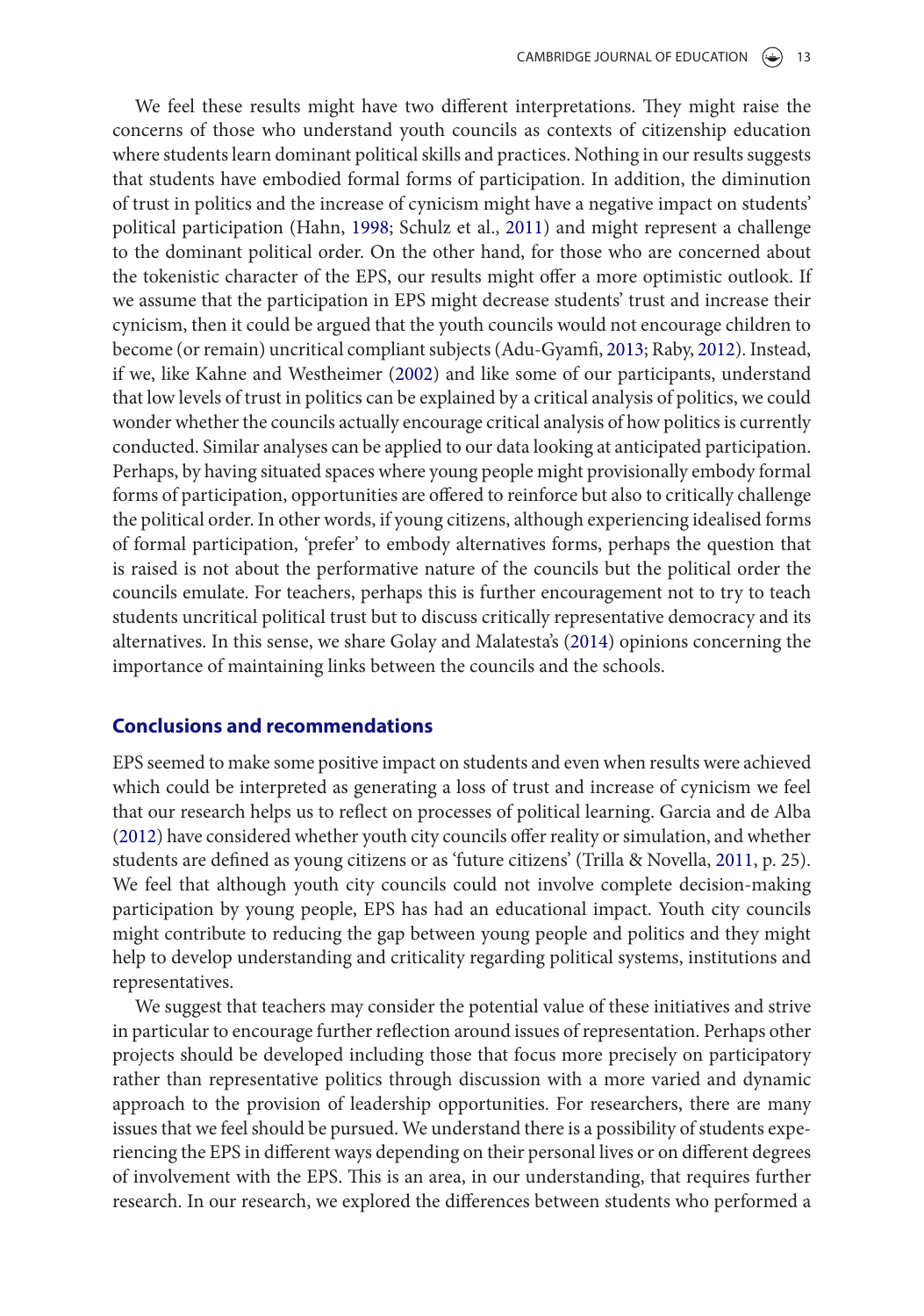We feel these results might have two different interpretations. They might raise the concerns of those who understand youth councils as contexts of citizenship education where students learn dominant political skills and practices. Nothing in our results suggests that students have embodied formal forms of participation. In addition, the diminution of trust in politics and the increase of cynicism might have a negative impact on students' political participation (Hahn, 1998; Schulz et al., 2011) and might represent a challenge to the dominant political order. On the other hand, for those who are concerned about the tokenistic character of the EPS, our results might offer a more optimistic outlook. If we assume that the participation in EPS might decrease students' trust and increase their cynicism, then it could be argued that the youth councils would not encourage children to become (or remain) uncritical compliant subjects (Adu-Gyamfi, 2013; Raby, 2012). Instead, if we, like Kahne and Westheimer (2002) and like some of our participants, understand that low levels of trust in politics can be explained by a critical analysis of politics, we could wonder whether the councils actually encourage critical analysis of how politics is currently conducted. Similar analyses can be applied to our data looking at anticipated participation. Perhaps, by having situated spaces where young people might provisionally embody formal forms of participation, opportunities are offered to reinforce but also to critically challenge the political order. In other words, if young citizens, although experiencing idealised forms of formal participation, 'prefer' to embody alternatives forms, perhaps the question that is raised is not about the performative nature of the councils but the political order the councils emulate. For teachers, perhaps this is further encouragement not to try to teach students uncritical political trust but to discuss critically representative democracy and its alternatives. In this sense, we share Golay and Malatesta's (2014) opinions concerning the importance of maintaining links between the councils and the schools.

## Conclusions and recommendations

EPS seemed to make some positive impact on students and even when results were achieved which could be interpreted as generating a loss of trust and increase of cynicism we feel that our research helps us to reflect on processes of political learning. Garcia and de Alba (2012) have considered whether youth city councils offer reality or simulation, and whether students are defined as young citizens or as 'future citizens' (Trilla & Novella, 2011, p. 25). We feel that although youth city councils could not involve complete decision-making participation by young people, EPS has had an educational impact. Youth city councils might contribute to reducing the gap between young people and politics and they might help to develop understanding and criticality regarding political systems, institutions and representatives.

We suggest that teachers may consider the potential value of these initiatives and strive in particular to encourage further reflection around issues of representation. Perhaps other projects should be developed including those that focus more precisely on participatory rather than representative politics through discussion with a more varied and dynamic approach to the provision of leadership opportunities. For researchers, there are many issues that we feel should be pursued. We understand there is a possibility of students experiencing the EPS in different ways depending on their personal lives or on different degrees of involvement with the EPS. This is an area, in our understanding, that requires further research. In our research, we explored the differences between students who performed a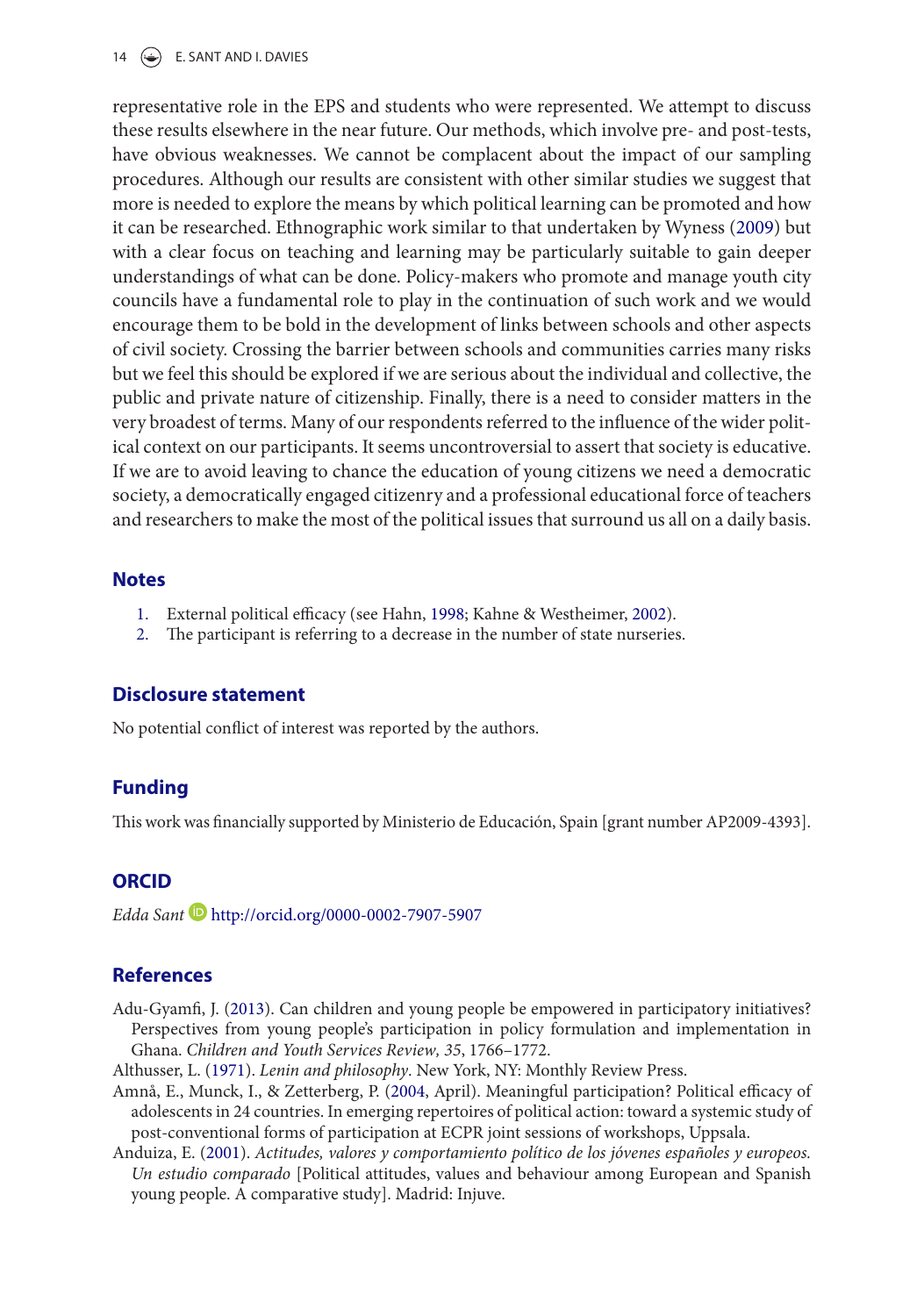representative role in the EPS and students who were represented. We attempt to discuss these results elsewhere in the near future. Our methods, which involve pre- and post-tests, have obvious weaknesses. We cannot be complacent about the impact of our sampling procedures. Although our results are consistent with other similar studies we suggest that more is needed to explore the means by which political learning can be promoted and how it can be researched. Ethnographic work similar to that undertaken by Wyness (2009) but with a clear focus on teaching and learning may be particularly suitable to gain deeper understandings of what can be done. Policy-makers who promote and manage youth city councils have a fundamental role to play in the continuation of such work and we would encourage them to be bold in the development of links between schools and other aspects of civil society. Crossing the barrier between schools and communities carries many risks but we feel this should be explored if we are serious about the individual and collective, the public and private nature of citizenship. Finally, there is a need to consider matters in the very broadest of terms. Many of our respondents referred to the influence of the wider political context on our participants. It seems uncontroversial to assert that society is educative. If we are to avoid leaving to chance the education of young citizens we need a democratic society, a democratically engaged citizenry and a professional educational force of teachers and researchers to make the most of the political issues that surround us all on a daily basis.

## Notes

1. External political efficacy (see Hahn, 1998; Kahne & Westheimer, 2002).
2. The participant is referring to a decrease in the number of state nurseries.

## Disclosure statement

No potential conflict of interest was reported by the authors.

## Funding

This work was financially supported by Ministerio de Educación, Spain [grant number AP2009-4393].

## ORCID

*Edda Sant* http://orcid.org/0000-0002-7907-5907

## References

Adu-Gyamfi, J. (2013). Can children and young people be empowered in participatory initiatives? Perspectives from young people's participation in policy formulation and implementation in Ghana. *Children and Youth Services Review, 35*, 1766–1772.

Althusser, L. (1971). *Lenin and philosophy*. New York, NY: Monthly Review Press.

Amnå, E., Munck, I., & Zetterberg, P. (2004, April). Meaningful participation? Political efficacy of adolescents in 24 countries. In emerging repertoires of political action: toward a systemic study of post-conventional forms of participation at ECPR joint sessions of workshops, Uppsala.

Anduiza, E. (2001). *Actitudes, valores y comportamiento político de los jóvenes españoles y europeos. Un estudio comparado* [Political attitudes, values and behaviour among European and Spanish young people. A comparative study]. Madrid: Injuve.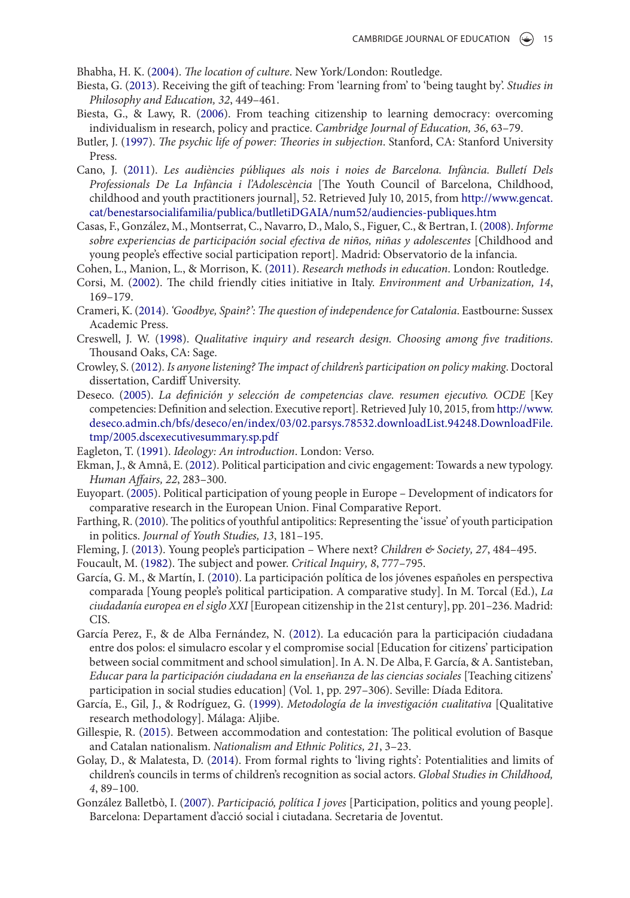Bhabha, H. K. (2004). *The location of culture*. New York/London: Routledge.

Biesta, G. (2013). Receiving the gift of teaching: From 'learning from' to 'being taught by'. *Studies in Philosophy and Education, 32*, 449–461.

Biesta, G., & Lawy, R. (2006). From teaching citizenship to learning democracy: overcoming individualism in research, policy and practice. *Cambridge Journal of Education, 36*, 63–79.

Butler, J. (1997). *The psychic life of power: Theories in subjection*. Stanford, CA: Stanford University Press.

Cano, J. (2011). *Les audiències públiques als nois i noies de Barcelona. Infància. Bulletí Dels Professionals De La Infància i l'Adolescència* [The Youth Council of Barcelona, Childhood, childhood and youth practitioners journal], 52. Retrieved July 10, 2015, from http://www.gencat.cat/benestarsocialifamilia/publica/butlletiDGAIA/num52/audiencies-publiques.htm

Casas, F., González, M., Montserrat, C., Navarro, D., Malo, S., Figuer, C., & Bertran, I. (2008). *Informe sobre experiencias de participación social efectiva de niños, niñas y adolescentes* [Childhood and young people's effective social participation report]. Madrid: Observatorio de la infancia.

Cohen, L., Manion, L., & Morrison, K. (2011). *Research methods in education*. London: Routledge.

Corsi, M. (2002). The child friendly cities initiative in Italy. *Environment and Urbanization, 14*, 169–179.

Crameri, K. (2014). *'Goodbye, Spain?': The question of independence for Catalonia*. Eastbourne: Sussex Academic Press.

Creswell, J. W. (1998). *Qualitative inquiry and research design. Choosing among five traditions*. Thousand Oaks, CA: Sage.

Crowley, S. (2012). *Is anyone listening? The impact of children's participation on policy making*. Doctoral dissertation, Cardiff University.

Deseco. (2005). *La definición y selección de competencias clave. resumen ejecutivo. OCDE* [Key competencies: Definition and selection. Executive report]. Retrieved July 10, 2015, from http://www.deseco.admin.ch/bfs/deseco/en/index/03/02.parsys.78532.downloadList.94248.DownloadFile.tmp/2005.dscexecutivesummary.sp.pdf

Eagleton, T. (1991). *Ideology: An introduction*. London: Verso.

Ekman, J., & Amnå, E. (2012). Political participation and civic engagement: Towards a new typology. *Human Affairs, 22*, 283–300.

Euyopart. (2005). Political participation of young people in Europe – Development of indicators for comparative research in the European Union. Final Comparative Report.

Farthing, R. (2010). The politics of youthful antipolitics: Representing the 'issue' of youth participation in politics. *Journal of Youth Studies, 13*, 181–195.

Fleming, J. (2013). Young people's participation – Where next? *Children & Society, 27*, 484–495.

Foucault, M. (1982). The subject and power. *Critical Inquiry, 8*, 777–795.

García, G. M., & Martín, I. (2010). La participación política de los jóvenes españoles en perspectiva comparada [Young people's political participation. A comparative study]. In M. Torcal (Ed.), *La ciudadanía europea en el siglo XXI* [European citizenship in the 21st century], pp. 201–236. Madrid: CIS.

García Perez, F., & de Alba Fernández, N. (2012). La educación para la participación ciudadana entre dos polos: el simulacro escolar y el compromise social [Education for citizens' participation between social commitment and school simulation]. In A. N. De Alba, F. García, & A. Santisteban, *Educar para la participación ciudadana en la enseñanza de las ciencias sociales* [Teaching citizens' participation in social studies education] (Vol. 1, pp. 297–306). Seville: Díada Editora.

García, E., Gil, J., & Rodríguez, G. (1999). *Metodología de la investigación cualitativa* [Qualitative research methodology]. Málaga: Aljibe.

Gillespie, R. (2015). Between accommodation and contestation: The political evolution of Basque and Catalan nationalism. *Nationalism and Ethnic Politics, 21*, 3–23.

Golay, D., & Malatesta, D. (2014). From formal rights to 'living rights': Potentialities and limits of children's councils in terms of children's recognition as social actors. *Global Studies in Childhood, 4*, 89–100.

González Balletbò, I. (2007). *Participació, política I joves* [Participation, politics and young people]. Barcelona: Departament d'acció social i ciutadana. Secretaria de Joventut.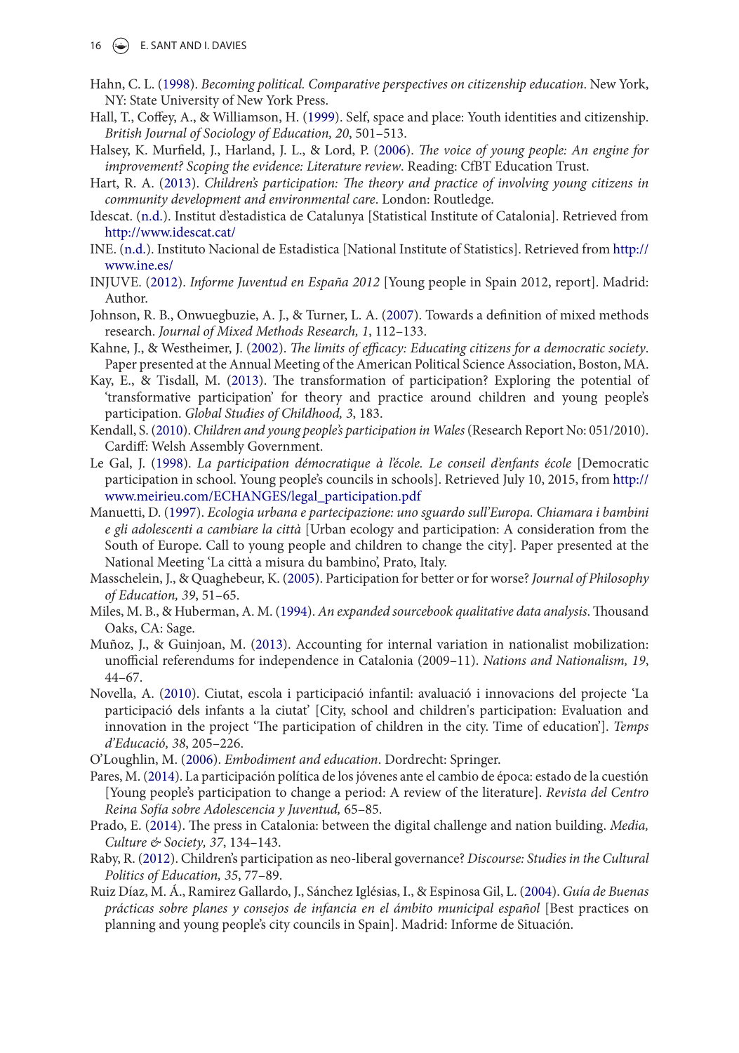Hahn, C. L. (1998). *Becoming political. Comparative perspectives on citizenship education*. New York, NY: State University of New York Press.

Hall, T., Coffey, A., & Williamson, H. (1999). Self, space and place: Youth identities and citizenship. *British Journal of Sociology of Education, 20*, 501–513.

Halsey, K. Murfield, J., Harland, J. L., & Lord, P. (2006). *The voice of young people: An engine for improvement? Scoping the evidence: Literature review*. Reading: CfBT Education Trust.

Hart, R. A. (2013). *Children's participation: The theory and practice of involving young citizens in community development and environmental care*. London: Routledge.

Idescat. (n.d.). Institut d'estadistica de Catalunya [Statistical Institute of Catalonia]. Retrieved from http://www.idescat.cat/

INE. (n.d.). Instituto Nacional de Estadistica [National Institute of Statistics]. Retrieved from http://www.ine.es/

INJUVE. (2012). *Informe Juventud en España 2012* [Young people in Spain 2012, report]. Madrid: Author.

Johnson, R. B., Onwuegbuzie, A. J., & Turner, L. A. (2007). Towards a definition of mixed methods research. *Journal of Mixed Methods Research, 1*, 112–133.

Kahne, J., & Westheimer, J. (2002). *The limits of efficacy: Educating citizens for a democratic society*. Paper presented at the Annual Meeting of the American Political Science Association, Boston, MA.

Kay, E., & Tisdall, M. (2013). The transformation of participation? Exploring the potential of 'transformative participation' for theory and practice around children and young people's participation. *Global Studies of Childhood, 3*, 183.

Kendall, S. (2010). *Children and young people's participation in Wales* (Research Report No: 051/2010). Cardiff: Welsh Assembly Government.

Le Gal, J. (1998). *La participation démocratique à l'école. Le conseil d'enfants école* [Democratic participation in school. Young people's councils in schools]. Retrieved July 10, 2015, from http://www.meirieu.com/ECHANGES/legal_participation.pdf

Manuetti, D. (1997). *Ecologia urbana e partecipazione: uno sguardo sull'Europa. Chiamara i bambini e gli adolescenti a cambiare la città* [Urban ecology and participation: A consideration from the South of Europe. Call to young people and children to change the city]. Paper presented at the National Meeting 'La città a misura du bambino', Prato, Italy.

Masschelein, J., & Quaghebeur, K. (2005). Participation for better or for worse? *Journal of Philosophy of Education, 39*, 51–65.

Miles, M. B., & Huberman, A. M. (1994). *An expanded sourcebook qualitative data analysis*. Thousand Oaks, CA: Sage.

Muñoz, J., & Guinjoan, M. (2013). Accounting for internal variation in nationalist mobilization: unofficial referendums for independence in Catalonia (2009–11). *Nations and Nationalism, 19*, 44–67.

Novella, A. (2010). Ciutat, escola i participació infantil: avaluació i innovacions del projecte 'La participació dels infants a la ciutat' [City, school and children's participation: Evaluation and innovation in the project 'The participation of children in the city. Time of education']. *Temps d'Educació, 38*, 205–226.

O'Loughlin, M. (2006). *Embodiment and education*. Dordrecht: Springer.

Pares, M. (2014). La participación política de los jóvenes ante el cambio de época: estado de la cuestión [Young people's participation to change a period: A review of the literature]. *Revista del Centro Reina Sofía sobre Adolescencia y Juventud,* 65–85.

Prado, E. (2014). The press in Catalonia: between the digital challenge and nation building. *Media, Culture & Society, 37*, 134–143.

Raby, R. (2012). Children's participation as neo-liberal governance? *Discourse: Studies in the Cultural Politics of Education, 35*, 77–89.

Ruiz Díaz, M. Á., Ramirez Gallardo, J., Sánchez Iglésias, I., & Espinosa Gil, L. (2004). *Guía de Buenas prácticas sobre planes y consejos de infancia en el ámbito municipal español* [Best practices on planning and young people's city councils in Spain]. Madrid: Informe de Situación.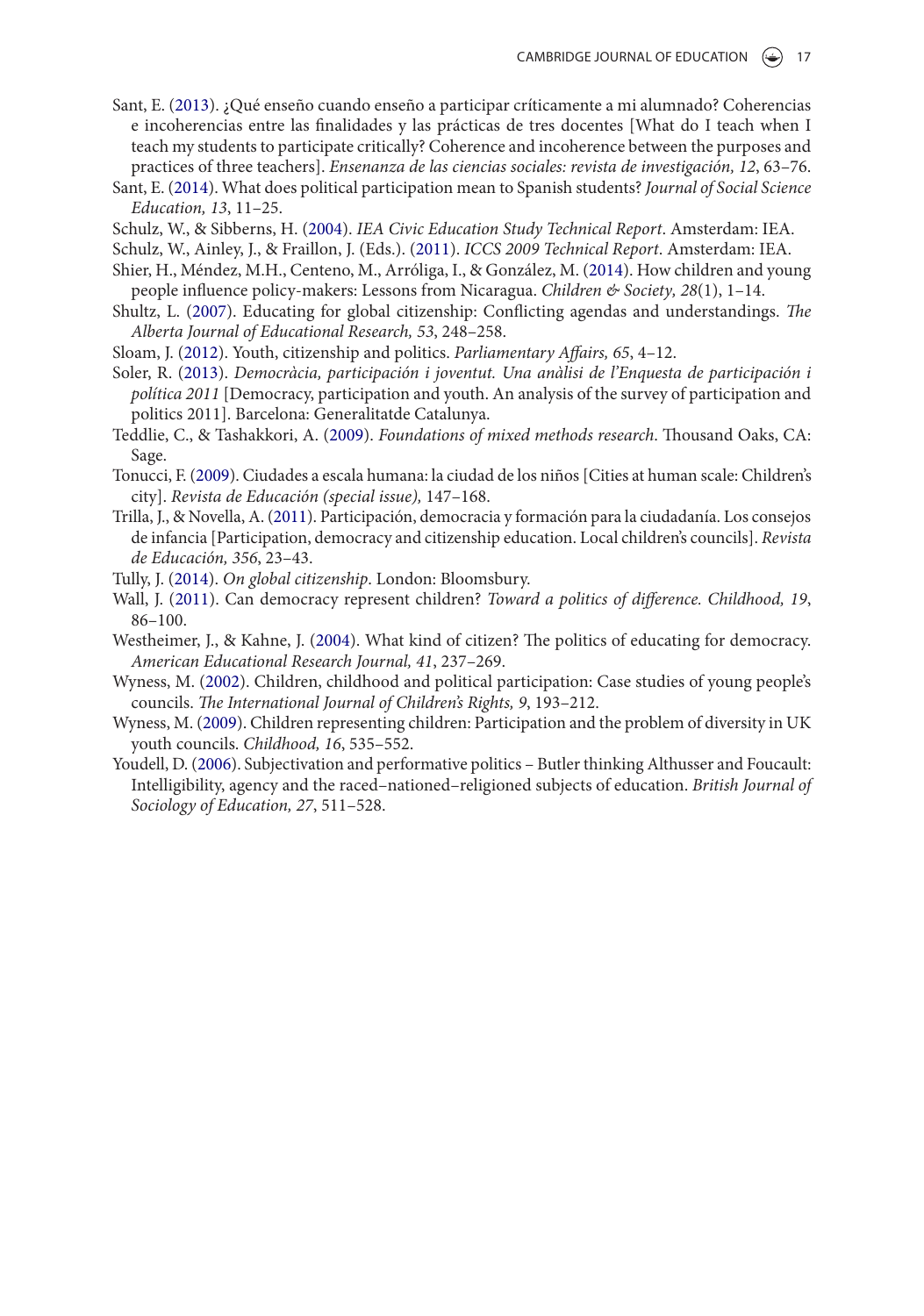Sant, E. (2013). ¿Qué enseño cuando enseño a participar críticamente a mi alumnado? Coherencias e incoherencias entre las finalidades y las prácticas de tres docentes [What do I teach when I teach my students to participate critically? Coherence and incoherence between the purposes and practices of three teachers]. *Ensenanza de las ciencias sociales: revista de investigación, 12*, 63–76.

Sant, E. (2014). What does political participation mean to Spanish students? *Journal of Social Science Education, 13*, 11–25.

Schulz, W., & Sibberns, H. (2004). *IEA Civic Education Study Technical Report*. Amsterdam: IEA.

Schulz, W., Ainley, J., & Fraillon, J. (Eds.). (2011). *ICCS 2009 Technical Report*. Amsterdam: IEA.

Shier, H., Méndez, M.H., Centeno, M., Arróliga, I., & González, M. (2014). How children and young people influence policy-makers: Lessons from Nicaragua. *Children & Society, 28*(1), 1–14.

Shultz, L. (2007). Educating for global citizenship: Conflicting agendas and understandings. *The Alberta Journal of Educational Research, 53*, 248–258.

Sloam, J. (2012). Youth, citizenship and politics. *Parliamentary Affairs, 65*, 4–12.

Soler, R. (2013). *Democràcia, participación i joventut. Una anàlisi de l'Enquesta de participación i política 2011* [Democracy, participation and youth. An analysis of the survey of participation and politics 2011]. Barcelona: Generalitatde Catalunya.

Teddlie, C., & Tashakkori, A. (2009). *Foundations of mixed methods research*. Thousand Oaks, CA: Sage.

Tonucci, F. (2009). Ciudades a escala humana: la ciudad de los niños [Cities at human scale: Children's city]. *Revista de Educación (special issue),* 147–168.

Trilla, J., & Novella, A. (2011). Participación, democracia y formación para la ciudadanía. Los consejos de infancia [Participation, democracy and citizenship education. Local children's councils]. *Revista de Educación, 356*, 23–43.

Tully, J. (2014). *On global citizenship*. London: Bloomsbury.

Wall, J. (2011). Can democracy represent children? *Toward a politics of difference. Childhood, 19*, 86–100.

Westheimer, J., & Kahne, J. (2004). What kind of citizen? The politics of educating for democracy. *American Educational Research Journal, 41*, 237–269.

Wyness, M. (2002). Children, childhood and political participation: Case studies of young people's councils. *The International Journal of Children's Rights, 9*, 193–212.

Wyness, M. (2009). Children representing children: Participation and the problem of diversity in UK youth councils. *Childhood, 16*, 535–552.

Youdell, D. (2006). Subjectivation and performative politics – Butler thinking Althusser and Foucault: Intelligibility, agency and the raced–nationed–religioned subjects of education. *British Journal of Sociology of Education, 27*, 511–528.